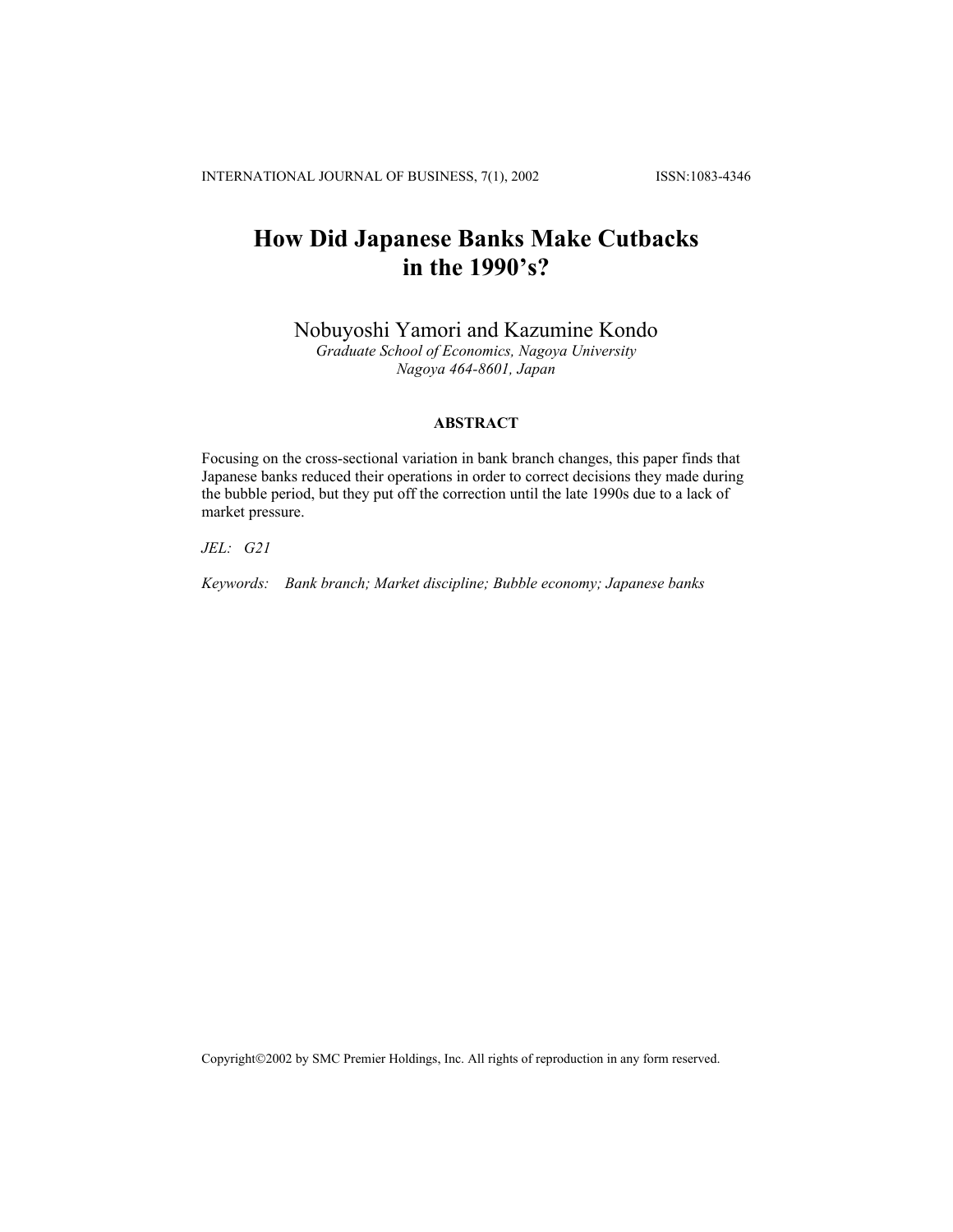# How Did Japanese Banks Make Cutbacks in the 1990's?

Nobuyoshi Yamori and Kazumine Kondo

*Graduate School of Economics, Nagoya University*
*Nagoya 464-8601, Japan*

**ABSTRACT**

Focusing on the cross-sectional variation in bank branch changes, this paper finds that Japanese banks reduced their operations in order to correct decisions they made during the bubble period, but they put off the correction until the late 1990s due to a lack of market pressure.

*JEL:* *G21*

*Keywords:* *Bank branch; Market discipline; Bubble economy; Japanese banks*

Copyright©2002 by SMC Premier Holdings, Inc. All rights of reproduction in any form reserved.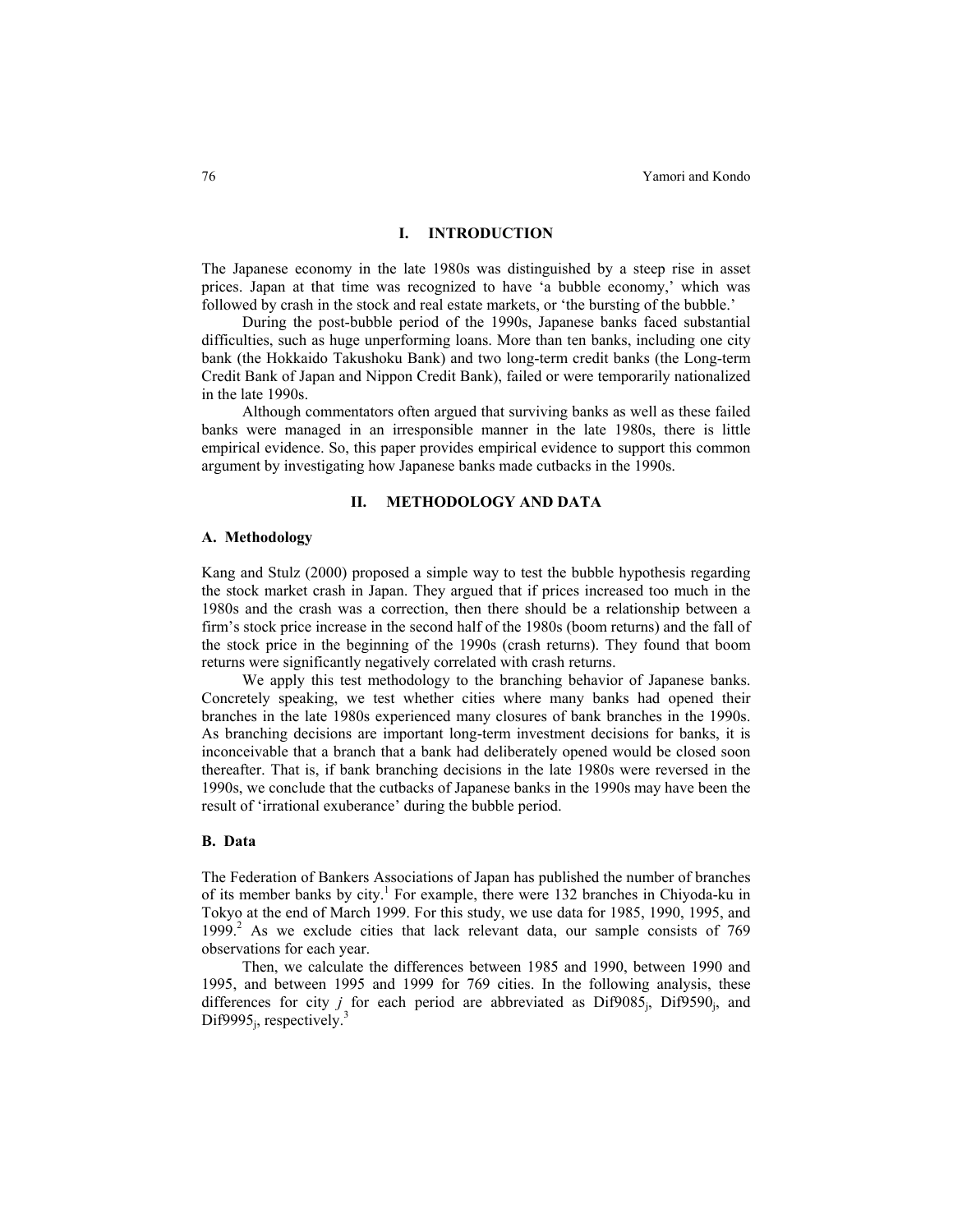## I. INTRODUCTION

The Japanese economy in the late 1980s was distinguished by a steep rise in asset prices. Japan at that time was recognized to have 'a bubble economy,' which was followed by crash in the stock and real estate markets, or 'the bursting of the bubble.'

During the post-bubble period of the 1990s, Japanese banks faced substantial difficulties, such as huge unperforming loans. More than ten banks, including one city bank (the Hokkaido Takushoku Bank) and two long-term credit banks (the Long-term Credit Bank of Japan and Nippon Credit Bank), failed or were temporarily nationalized in the late 1990s.

Although commentators often argued that surviving banks as well as these failed banks were managed in an irresponsible manner in the late 1980s, there is little empirical evidence. So, this paper provides empirical evidence to support this common argument by investigating how Japanese banks made cutbacks in the 1990s.

## II. METHODOLOGY AND DATA

### A. Methodology

Kang and Stulz (2000) proposed a simple way to test the bubble hypothesis regarding the stock market crash in Japan. They argued that if prices increased too much in the 1980s and the crash was a correction, then there should be a relationship between a firm's stock price increase in the second half of the 1980s (boom returns) and the fall of the stock price in the beginning of the 1990s (crash returns). They found that boom returns were significantly negatively correlated with crash returns.

We apply this test methodology to the branching behavior of Japanese banks. Concretely speaking, we test whether cities where many banks had opened their branches in the late 1980s experienced many closures of bank branches in the 1990s. As branching decisions are important long-term investment decisions for banks, it is inconceivable that a branch that a bank had deliberately opened would be closed soon thereafter. That is, if bank branching decisions in the late 1980s were reversed in the 1990s, we conclude that the cutbacks of Japanese banks in the 1990s may have been the result of 'irrational exuberance' during the bubble period.

### B. Data

The Federation of Bankers Associations of Japan has published the number of branches of its member banks by city.[1] For example, there were 132 branches in Chiyoda-ku in Tokyo at the end of March 1999. For this study, we use data for 1985, 1990, 1995, and 1999.[2] As we exclude cities that lack relevant data, our sample consists of 769 observations for each year.

Then, we calculate the differences between 1985 and 1990, between 1990 and 1995, and between 1995 and 1999 for 769 cities. In the following analysis, these differences for city $j$ for each period are abbreviated as $Dif9085_j$, $Dif9590_j$, and $Dif9995_j$, respectively.[3]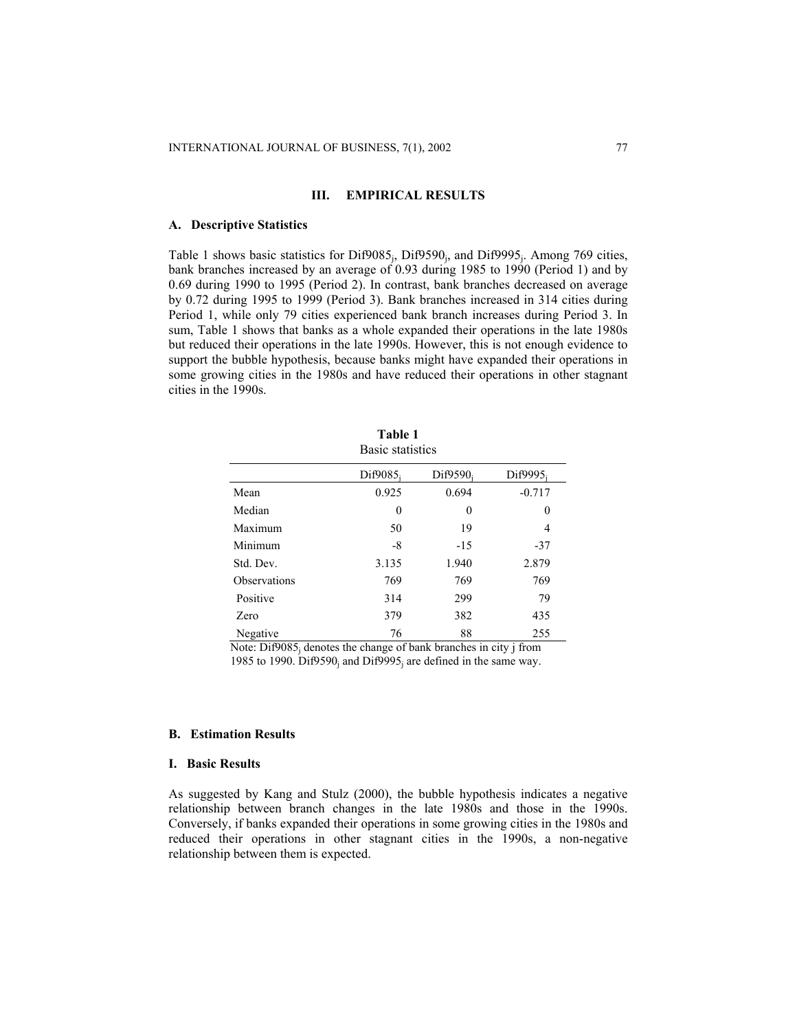## III. EMPIRICAL RESULTS

### A. Descriptive Statistics

Table 1 shows basic statistics for $Dif9085_j$, $Dif9590_j$, and $Dif9995_j$. Among 769 cities, bank branches increased by an average of 0.93 during 1985 to 1990 (Period 1) and by 0.69 during 1990 to 1995 (Period 2). In contrast, bank branches decreased on average by 0.72 during 1995 to 1999 (Period 3). Bank branches increased in 314 cities during Period 1, while only 79 cities experienced bank branch increases during Period 3. In sum, Table 1 shows that banks as a whole expanded their operations in the late 1980s but reduced their operations in the late 1990s. However, this is not enough evidence to support the bubble hypothesis, because banks might have expanded their operations in some growing cities in the 1980s and have reduced their operations in other stagnant cities in the 1990s.

**Table 1**
Basic statistics

| | $Dif9085_j$ | $Dif9590_j$ | $Dif9995_j$ |
|---|---|---|---|
| Mean | 0.925 | 0.694 | -0.717 |
| Median | 0 | 0 | 0 |
| Maximum | 50 | 19 | 4 |
| Minimum | -8 | -15 | -37 |
| Std. Dev. | 3.135 | 1.940 | 2.879 |
| Observations | 769 | 769 | 769 |
| Positive | 314 | 299 | 79 |
| Zero | 379 | 382 | 435 |
| Negative | 76 | 88 | 255 |

Note: $Dif9085_j$ denotes the change of bank branches in city j from 1985 to 1990. $Dif9590_j$ and $Dif9995_j$ are defined in the same way.

### B. Estimation Results

### I. Basic Results

As suggested by Kang and Stulz (2000), the bubble hypothesis indicates a negative relationship between branch changes in the late 1980s and those in the 1990s. Conversely, if banks expanded their operations in some growing cities in the 1980s and reduced their operations in other stagnant cities in the 1990s, a non-negative relationship between them is expected.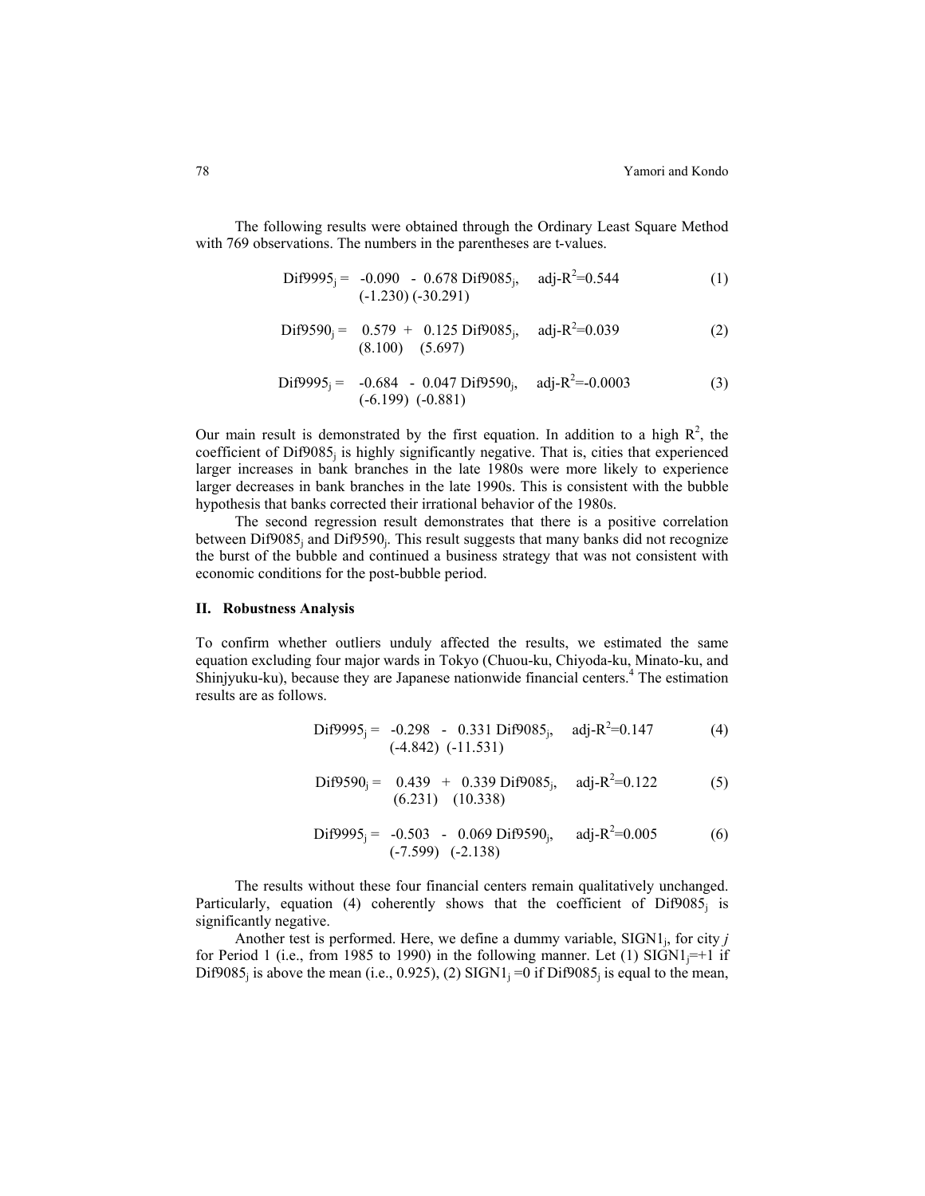The following results were obtained through the Ordinary Least Square Method with 769 observations. The numbers in the parentheses are t-values.

$$\underset{}{Dif9995_j} = \underset{(-1.230)}{-0.090} - \underset{(-30.291)}{0.678}\, Dif9085_j, \quad \text{adj-}R^2=0.544 \tag{1}$$

$$Dif9590_j = \underset{(8.100)}{0.579} + \underset{(5.697)}{0.125}\, Dif9085_j, \quad \text{adj-}R^2=0.039 \tag{2}$$

$$Dif9995_j = \underset{(-6.199)}{-0.684} - \underset{(-0.881)}{0.047}\, Dif9590_j, \quad \text{adj-}R^2=-0.0003 \tag{3}$$

Our main result is demonstrated by the first equation. In addition to a high $R^2$, the coefficient of $Dif9085_j$ is highly significantly negative. That is, cities that experienced larger increases in bank branches in the late 1980s were more likely to experience larger decreases in bank branches in the late 1990s. This is consistent with the bubble hypothesis that banks corrected their irrational behavior of the 1980s.

The second regression result demonstrates that there is a positive correlation between $Dif9085_j$ and $Dif9590_j$. This result suggests that many banks did not recognize the burst of the bubble and continued a business strategy that was not consistent with economic conditions for the post-bubble period.

### II. Robustness Analysis

To confirm whether outliers unduly affected the results, we estimated the same equation excluding four major wards in Tokyo (Chuou-ku, Chiyoda-ku, Minato-ku, and Shinjyuku-ku), because they are Japanese nationwide financial centers.[4] The estimation results are as follows.

$$Dif9995_j = \underset{(-4.842)}{-0.298} - \underset{(-11.531)}{0.331}\, Dif9085_j, \quad \text{adj-}R^2=0.147 \tag{4}$$

$$Dif9590_j = \underset{(6.231)}{0.439} + \underset{(10.338)}{0.339}\, Dif9085_j, \quad \text{adj-}R^2=0.122 \tag{5}$$

$$Dif9995_j = \underset{(-7.599)}{-0.503} - \underset{(-2.138)}{0.069}\, Dif9590_j, \quad \text{adj-}R^2=0.005 \tag{6}$$

The results without these four financial centers remain qualitatively unchanged. Particularly, equation (4) coherently shows that the coefficient of $Dif9085_j$ is significantly negative.

Another test is performed. Here, we define a dummy variable, $SIGN1_j$, for city *j* for Period 1 (i.e., from 1985 to 1990) in the following manner. Let (1) $SIGN1_j=+1$ if $Dif9085_j$ is above the mean (i.e., 0.925), (2) $SIGN1_j=0$ if $Dif9085_j$ is equal to the mean,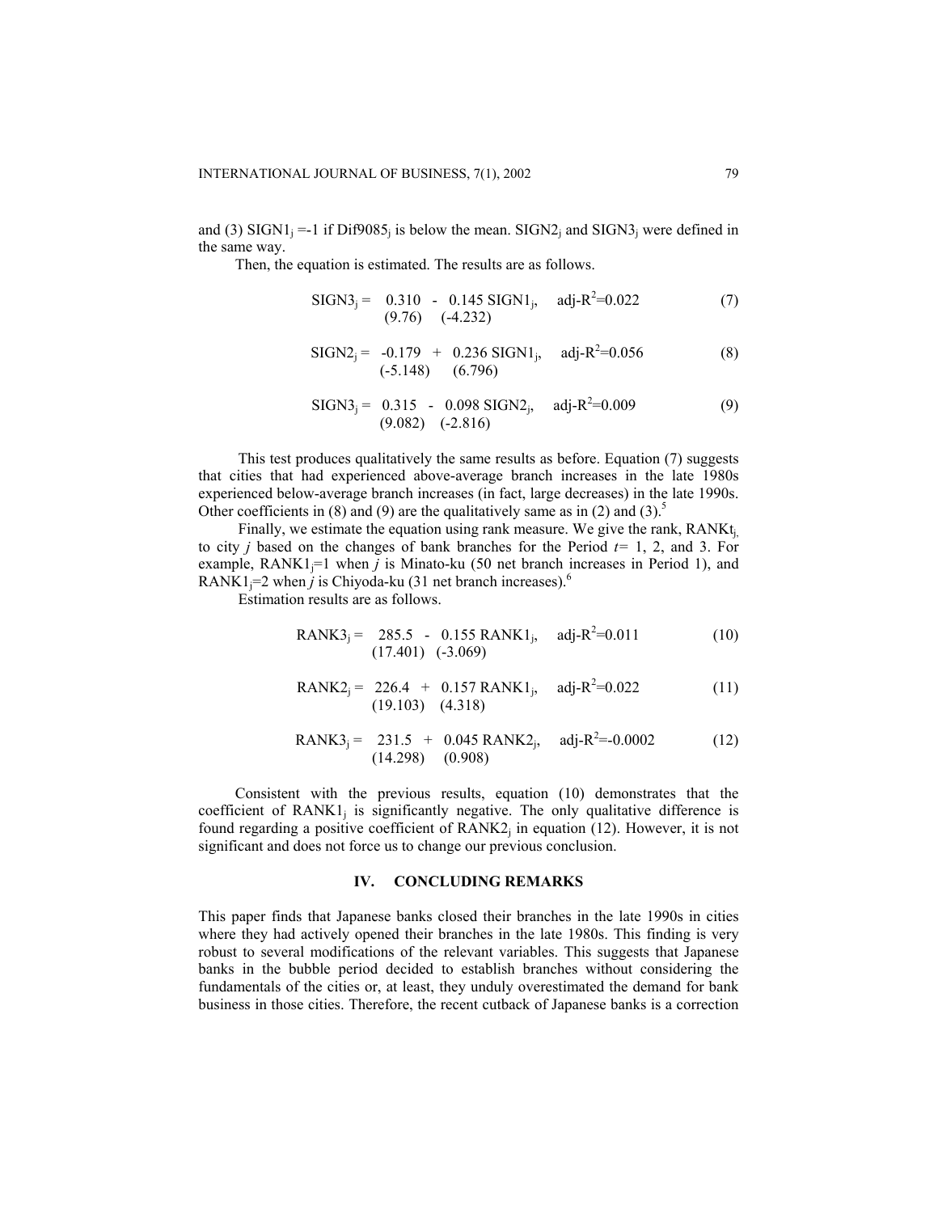and (3) $SIGN1_j = -1$ if $Dif9085_j$ is below the mean. $SIGN2_j$ and $SIGN3_j$ were defined in the same way.

Then, the equation is estimated. The results are as follows.

$$SIGN3_j = \underset{(9.76)}{0.310} - \underset{(-4.232)}{0.145}\, SIGN1_j, \quad \text{adj-}R^2=0.022 \tag{7}$$

$$SIGN2_j = \underset{(-5.148)}{-0.179} + \underset{(6.796)}{0.236}\, SIGN1_j, \quad \text{adj-}R^2=0.056 \tag{8}$$

$$SIGN3_j = \underset{(9.082)}{0.315} - \underset{(-2.816)}{0.098}\, SIGN2_j, \quad \text{adj-}R^2=0.009 \tag{9}$$

This test produces qualitatively the same results as before. Equation (7) suggests that cities that had experienced above-average branch increases in the late 1980s experienced below-average branch increases (in fact, large decreases) in the late 1990s. Other coefficients in (8) and (9) are the qualitatively same as in (2) and (3).[5]

Finally, we estimate the equation using rank measure. We give the rank, $RANKt_j$, to city $j$ based on the changes of bank branches for the Period $t$= 1, 2, and 3. For example, $RANK1_j$=1 when $j$ is Minato-ku (50 net branch increases in Period 1), and $RANK1_j$=2 when $j$ is Chiyoda-ku (31 net branch increases).[6]

Estimation results are as follows.

$$RANK3_j = \underset{(17.401)}{285.5} - \underset{(-3.069)}{0.155}\, RANK1_j, \quad \text{adj-}R^2=0.011 \tag{10}$$

$$RANK2_j = \underset{(19.103)}{226.4} + \underset{(4.318)}{0.157}\, RANK1_j, \quad \text{adj-}R^2=0.022 \tag{11}$$

$$RANK3_j = \underset{(14.298)}{231.5} + \underset{(0.908)}{0.045}\, RANK2_j, \quad \text{adj-}R^2=-0.0002 \tag{12}$$

Consistent with the previous results, equation (10) demonstrates that the coefficient of $RANK1_j$ is significantly negative. The only qualitative difference is found regarding a positive coefficient of $RANK2_j$ in equation (12). However, it is not significant and does not force us to change our previous conclusion.

## IV. CONCLUDING REMARKS

This paper finds that Japanese banks closed their branches in the late 1990s in cities where they had actively opened their branches in the late 1980s. This finding is very robust to several modifications of the relevant variables. This suggests that Japanese banks in the bubble period decided to establish branches without considering the fundamentals of the cities or, at least, they unduly overestimated the demand for bank business in those cities. Therefore, the recent cutback of Japanese banks is a correction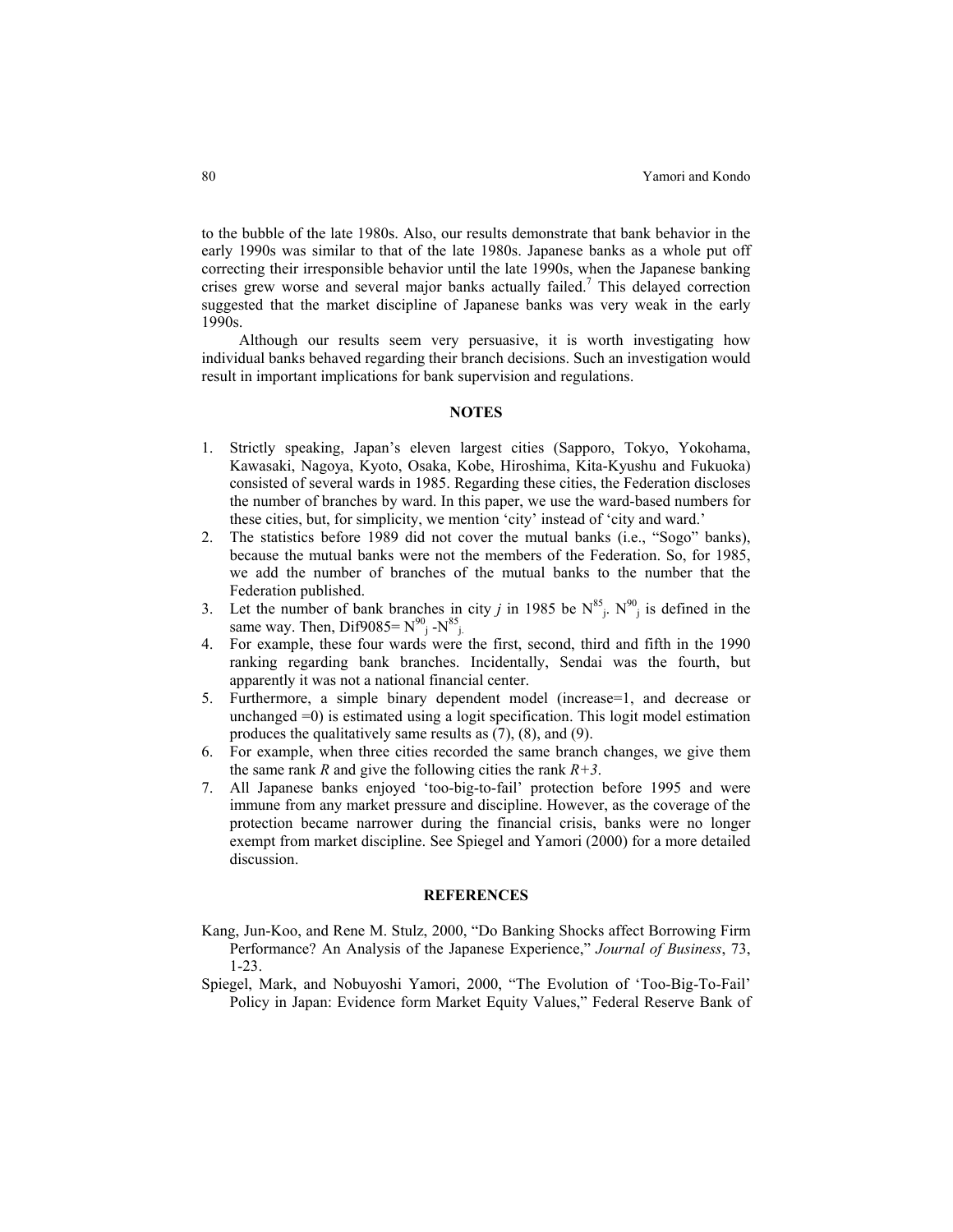to the bubble of the late 1980s. Also, our results demonstrate that bank behavior in the early 1990s was similar to that of the late 1980s. Japanese banks as a whole put off correcting their irresponsible behavior until the late 1990s, when the Japanese banking crises grew worse and several major banks actually failed.[7] This delayed correction suggested that the market discipline of Japanese banks was very weak in the early 1990s.

Although our results seem very persuasive, it is worth investigating how individual banks behaved regarding their branch decisions. Such an investigation would result in important implications for bank supervision and regulations.

## NOTES

1. Strictly speaking, Japan's eleven largest cities (Sapporo, Tokyo, Yokohama, Kawasaki, Nagoya, Kyoto, Osaka, Kobe, Hiroshima, Kita-Kyushu and Fukuoka) consisted of several wards in 1985. Regarding these cities, the Federation discloses the number of branches by ward. In this paper, we use the ward-based numbers for these cities, but, for simplicity, we mention 'city' instead of 'city and ward.'
2. The statistics before 1989 did not cover the mutual banks (i.e., "Sogo" banks), because the mutual banks were not the members of the Federation. So, for 1985, we add the number of branches of the mutual banks to the number that the Federation published.
3. Let the number of bank branches in city *j* in 1985 be $N^{85}_{j}$. $N^{90}_{j}$ is defined in the same way. Then, Dif9085= $N^{90}_{j}$ -$N^{85}_{j}$.
4. For example, these four wards were the first, second, third and fifth in the 1990 ranking regarding bank branches. Incidentally, Sendai was the fourth, but apparently it was not a national financial center.
5. Furthermore, a simple binary dependent model (increase=1, and decrease or unchanged =0) is estimated using a logit specification. This logit model estimation produces the qualitatively same results as (7), (8), and (9).
6. For example, when three cities recorded the same branch changes, we give them the same rank *R* and give the following cities the rank *R+3*.
7. All Japanese banks enjoyed 'too-big-to-fail' protection before 1995 and were immune from any market pressure and discipline. However, as the coverage of the protection became narrower during the financial crisis, banks were no longer exempt from market discipline. See Spiegel and Yamori (2000) for a more detailed discussion.

## REFERENCES

Kang, Jun-Koo, and Rene M. Stulz, 2000, "Do Banking Shocks affect Borrowing Firm Performance? An Analysis of the Japanese Experience," *Journal of Business*, 73, 1-23.

Spiegel, Mark, and Nobuyoshi Yamori, 2000, "The Evolution of 'Too-Big-To-Fail' Policy in Japan: Evidence form Market Equity Values," Federal Reserve Bank of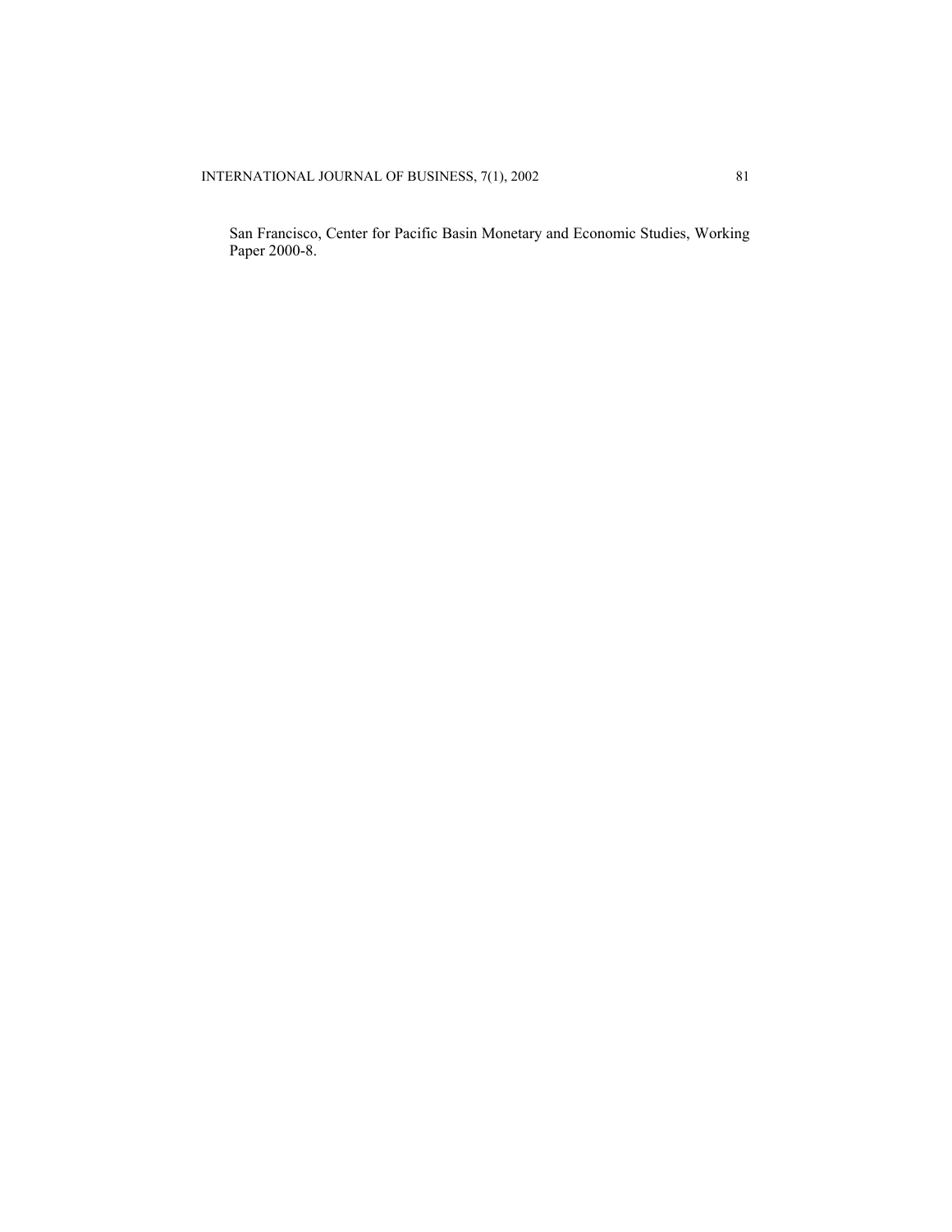San Francisco, Center for Pacific Basin Monetary and Economic Studies, Working Paper 2000-8.